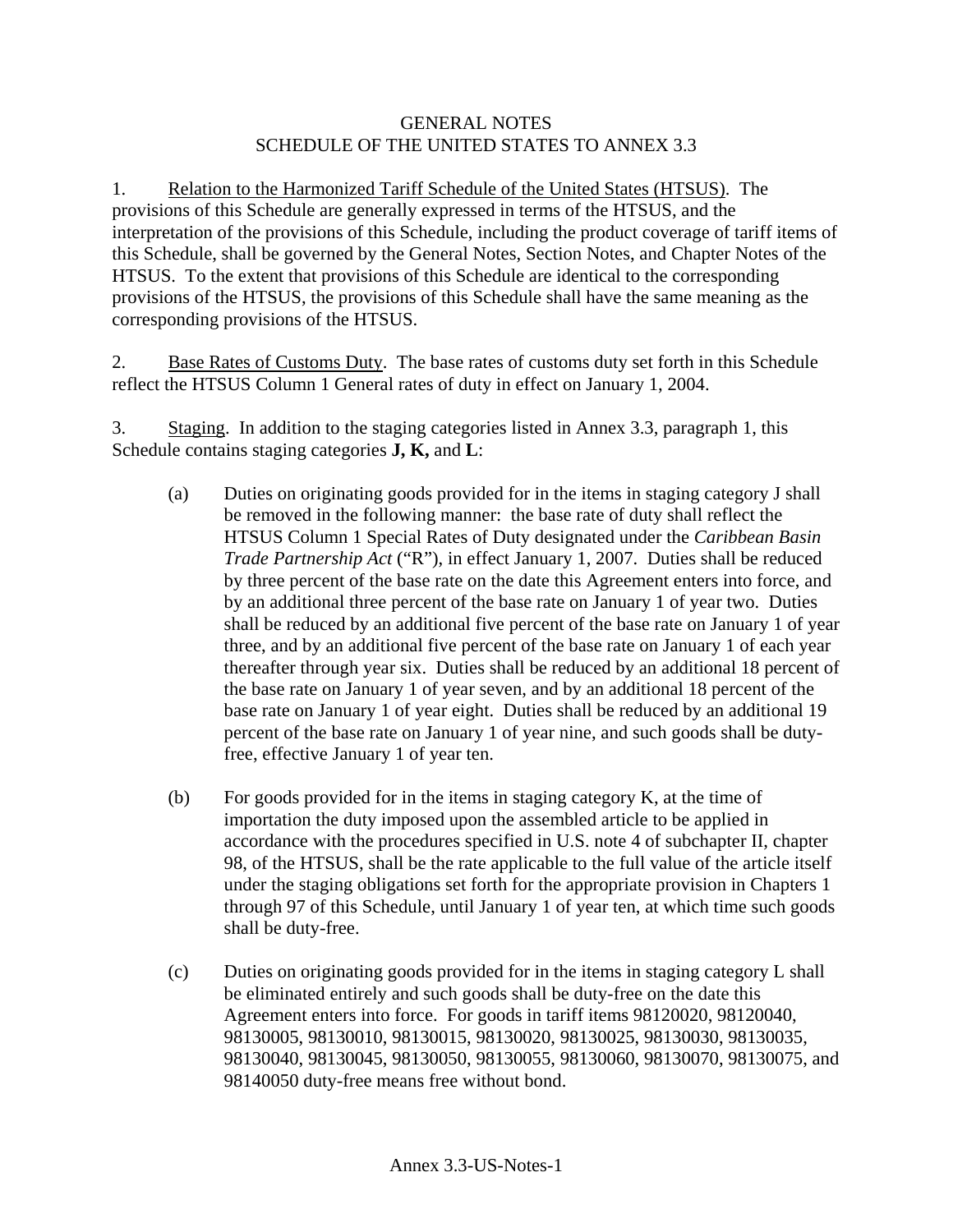# GENERAL NOTES
## SCHEDULE OF THE UNITED STATES TO ANNEX 3.3

1. Relation to the Harmonized Tariff Schedule of the United States (HTSUS). The provisions of this Schedule are generally expressed in terms of the HTSUS, and the interpretation of the provisions of this Schedule, including the product coverage of tariff items of this Schedule, shall be governed by the General Notes, Section Notes, and Chapter Notes of the HTSUS. To the extent that provisions of this Schedule are identical to the corresponding provisions of the HTSUS, the provisions of this Schedule shall have the same meaning as the corresponding provisions of the HTSUS.

2. Base Rates of Customs Duty. The base rates of customs duty set forth in this Schedule reflect the HTSUS Column 1 General rates of duty in effect on January 1, 2004.

3. Staging. In addition to the staging categories listed in Annex 3.3, paragraph 1, this Schedule contains staging categories **J, K,** and **L**:

   (a) Duties on originating goods provided for in the items in staging category J shall be removed in the following manner: the base rate of duty shall reflect the HTSUS Column 1 Special Rates of Duty designated under the *Caribbean Basin Trade Partnership Act* ("R"), in effect January 1, 2007. Duties shall be reduced by three percent of the base rate on the date this Agreement enters into force, and by an additional three percent of the base rate on January 1 of year two. Duties shall be reduced by an additional five percent of the base rate on January 1 of year three, and by an additional five percent of the base rate on January 1 of each year thereafter through year six. Duties shall be reduced by an additional 18 percent of the base rate on January 1 of year seven, and by an additional 18 percent of the base rate on January 1 of year eight. Duties shall be reduced by an additional 19 percent of the base rate on January 1 of year nine, and such goods shall be duty-free, effective January 1 of year ten.

   (b) For goods provided for in the items in staging category K, at the time of importation the duty imposed upon the assembled article to be applied in accordance with the procedures specified in U.S. note 4 of subchapter II, chapter 98, of the HTSUS, shall be the rate applicable to the full value of the article itself under the staging obligations set forth for the appropriate provision in Chapters 1 through 97 of this Schedule, until January 1 of year ten, at which time such goods shall be duty-free.

   (c) Duties on originating goods provided for in the items in staging category L shall be eliminated entirely and such goods shall be duty-free on the date this Agreement enters into force. For goods in tariff items 98120020, 98120040, 98130005, 98130010, 98130015, 98130020, 98130025, 98130030, 98130035, 98130040, 98130045, 98130050, 98130055, 98130060, 98130070, 98130075, and 98140050 duty-free means free without bond.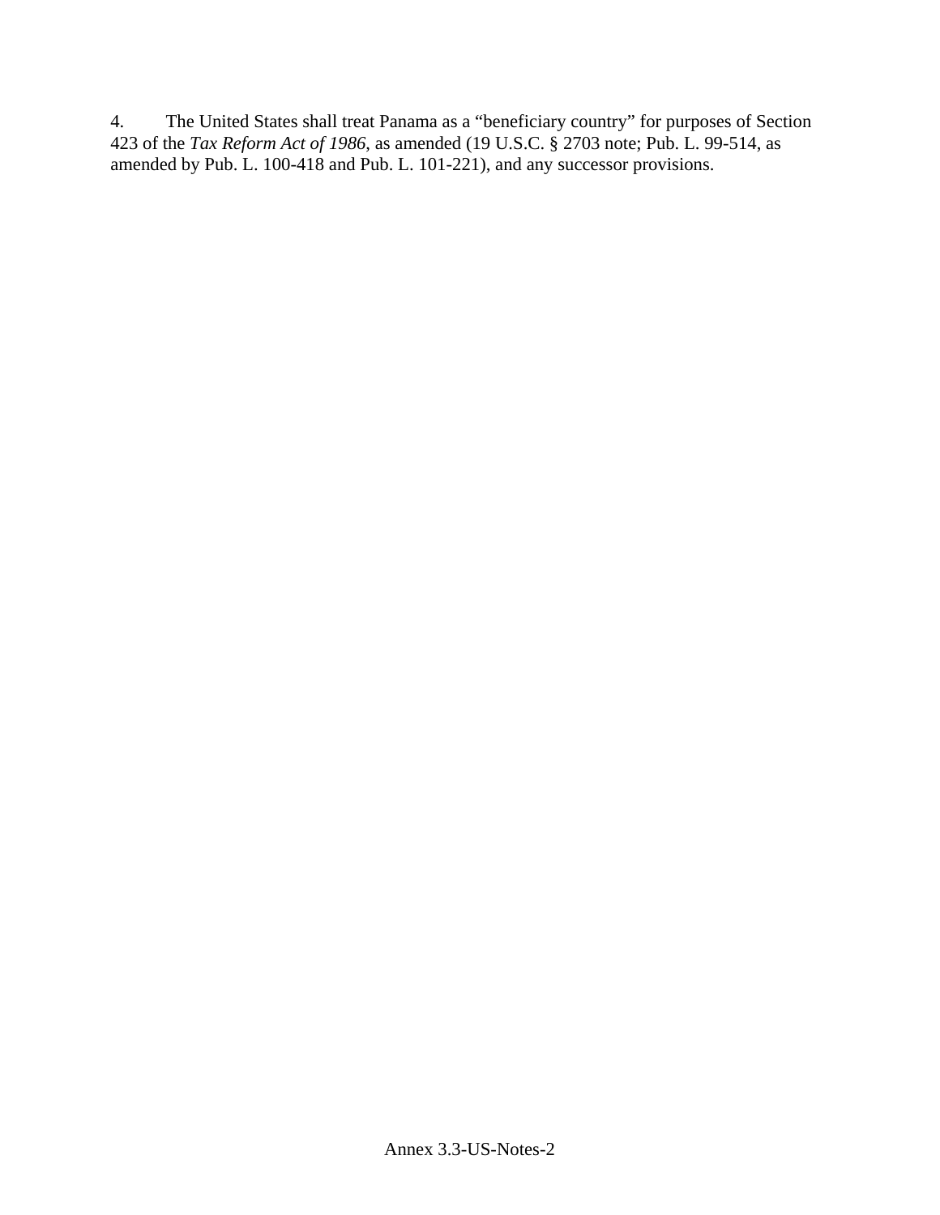4. The United States shall treat Panama as a "beneficiary country" for purposes of Section 423 of the *Tax Reform Act of 1986*, as amended (19 U.S.C. § 2703 note; Pub. L. 99-514, as amended by Pub. L. 100-418 and Pub. L. 101-221), and any successor provisions.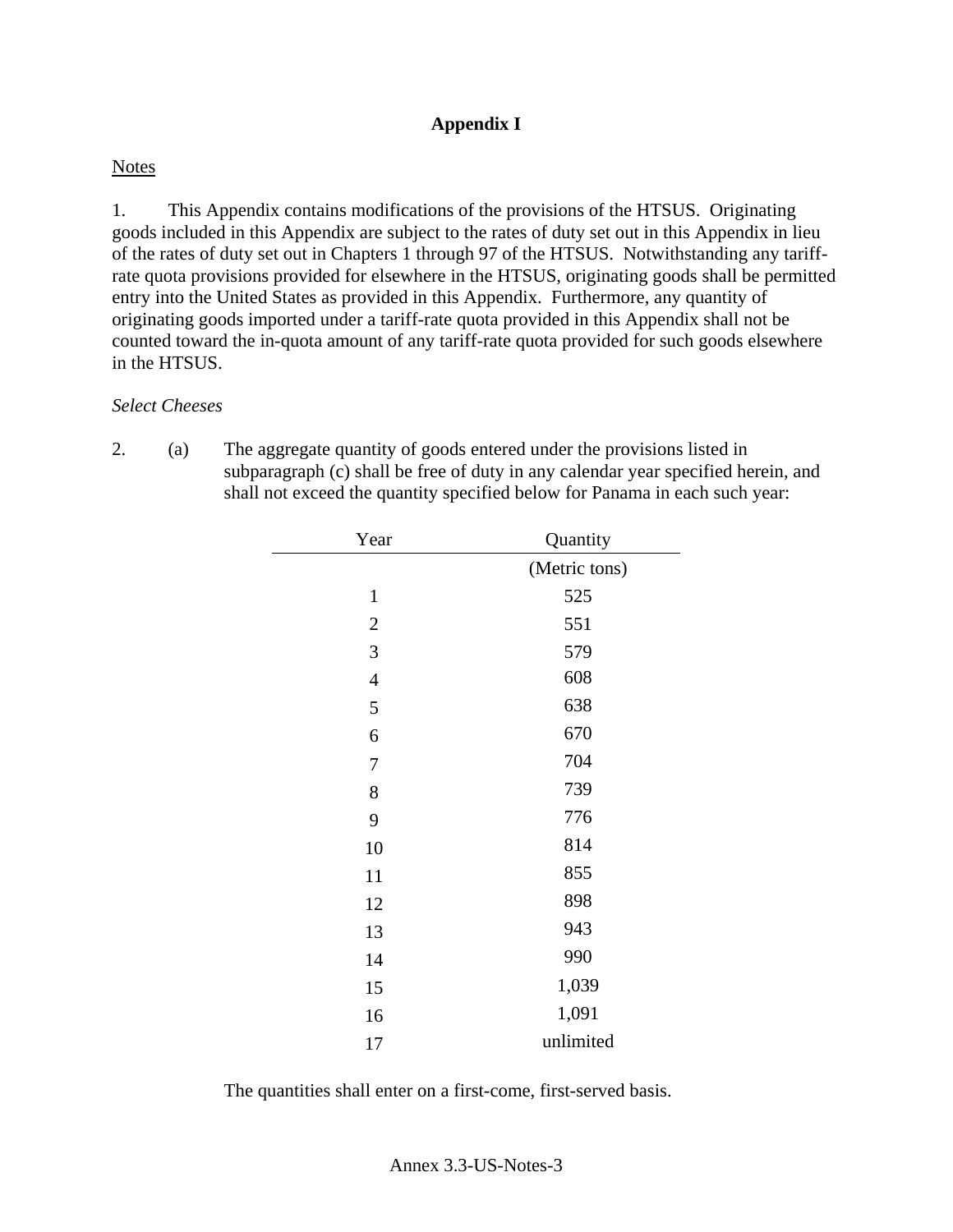# Appendix I

Notes

1. This Appendix contains modifications of the provisions of the HTSUS. Originating goods included in this Appendix are subject to the rates of duty set out in this Appendix in lieu of the rates of duty set out in Chapters 1 through 97 of the HTSUS. Notwithstanding any tariff-rate quota provisions provided for elsewhere in the HTSUS, originating goods shall be permitted entry into the United States as provided in this Appendix. Furthermore, any quantity of originating goods imported under a tariff-rate quota provided in this Appendix shall not be counted toward the in-quota amount of any tariff-rate quota provided for such goods elsewhere in the HTSUS.

*Select Cheeses*

2. (a) The aggregate quantity of goods entered under the provisions listed in subparagraph (c) shall be free of duty in any calendar year specified herein, and shall not exceed the quantity specified below for Panama in each such year:

| Year | Quantity |
|---|---|
| | (Metric tons) |
| 1 | 525 |
| 2 | 551 |
| 3 | 579 |
| 4 | 608 |
| 5 | 638 |
| 6 | 670 |
| 7 | 704 |
| 8 | 739 |
| 9 | 776 |
| 10 | 814 |
| 11 | 855 |
| 12 | 898 |
| 13 | 943 |
| 14 | 990 |
| 15 | 1,039 |
| 16 | 1,091 |
| 17 | unlimited |

The quantities shall enter on a first-come, first-served basis.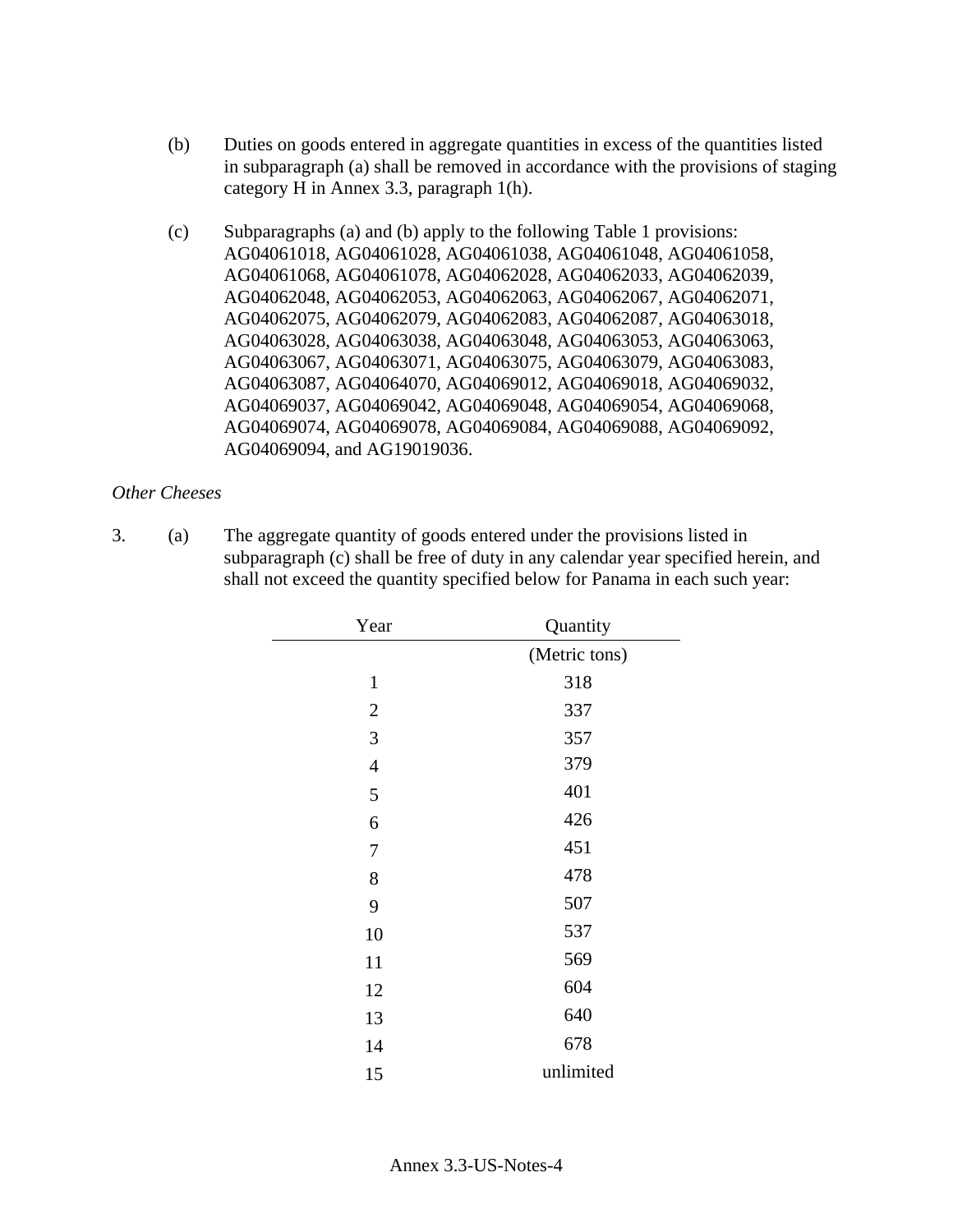(b) Duties on goods entered in aggregate quantities in excess of the quantities listed in subparagraph (a) shall be removed in accordance with the provisions of staging category H in Annex 3.3, paragraph 1(h).

(c) Subparagraphs (a) and (b) apply to the following Table 1 provisions: AG04061018, AG04061028, AG04061038, AG04061048, AG04061058, AG04061068, AG04061078, AG04062028, AG04062033, AG04062039, AG04062048, AG04062053, AG04062063, AG04062067, AG04062071, AG04062075, AG04062079, AG04062083, AG04062087, AG04063018, AG04063028, AG04063038, AG04063048, AG04063053, AG04063063, AG04063067, AG04063071, AG04063075, AG04063079, AG04063083, AG04063087, AG04064070, AG04069012, AG04069018, AG04069032, AG04069037, AG04069042, AG04069048, AG04069054, AG04069068, AG04069074, AG04069078, AG04069084, AG04069088, AG04069092, AG04069094, and AG19019036.

*Other Cheeses*

3. (a) The aggregate quantity of goods entered under the provisions listed in subparagraph (c) shall be free of duty in any calendar year specified herein, and shall not exceed the quantity specified below for Panama in each such year:

| Year | Quantity |
|---|---|
| | (Metric tons) |
| 1 | 318 |
| 2 | 337 |
| 3 | 357 |
| 4 | 379 |
| 5 | 401 |
| 6 | 426 |
| 7 | 451 |
| 8 | 478 |
| 9 | 507 |
| 10 | 537 |
| 11 | 569 |
| 12 | 604 |
| 13 | 640 |
| 14 | 678 |
| 15 | unlimited |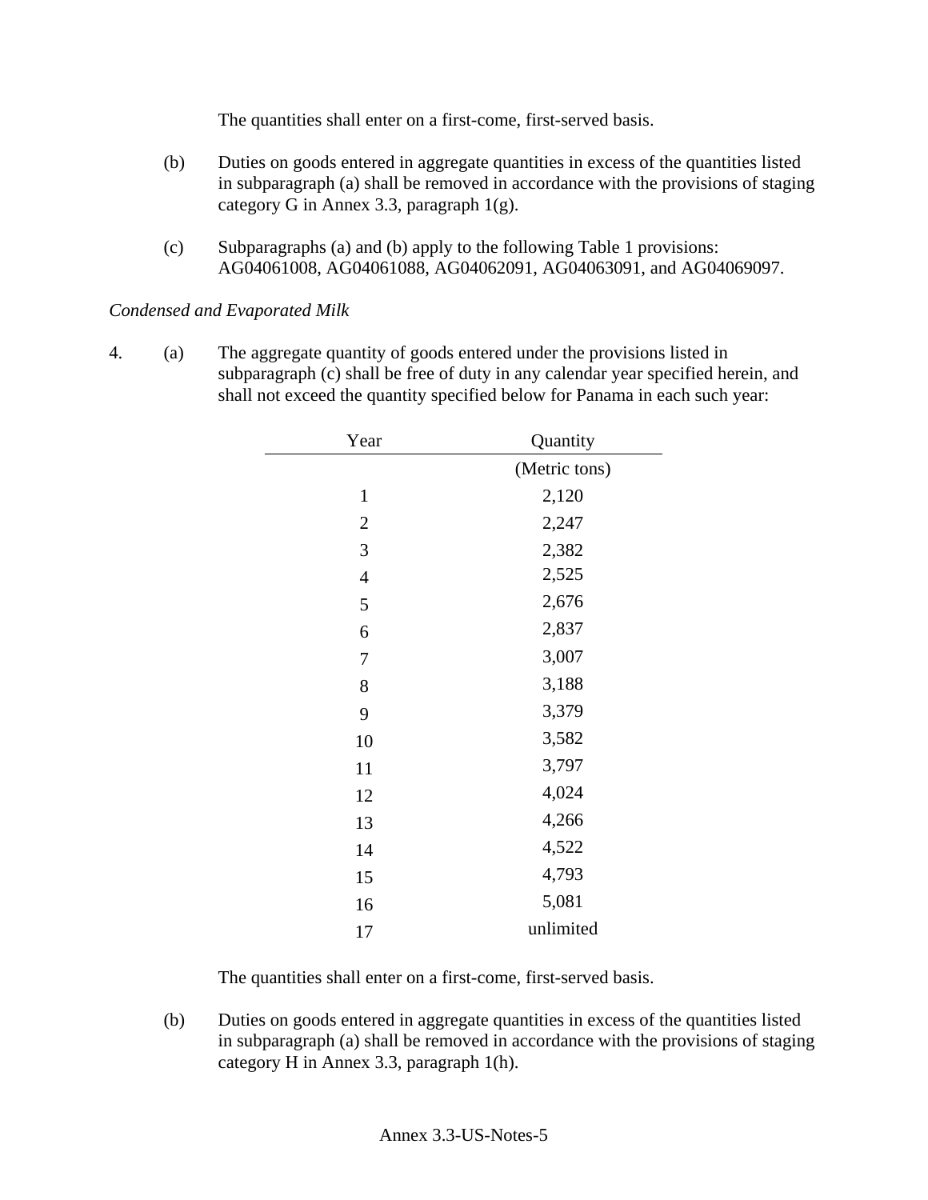The quantities shall enter on a first-come, first-served basis.

(b) Duties on goods entered in aggregate quantities in excess of the quantities listed in subparagraph (a) shall be removed in accordance with the provisions of staging category G in Annex 3.3, paragraph 1(g).

(c) Subparagraphs (a) and (b) apply to the following Table 1 provisions: AG04061008, AG04061088, AG04062091, AG04063091, and AG04069097.

*Condensed and Evaporated Milk*

4. (a) The aggregate quantity of goods entered under the provisions listed in subparagraph (c) shall be free of duty in any calendar year specified herein, and shall not exceed the quantity specified below for Panama in each such year:

| Year | Quantity |
|---|---|
| | (Metric tons) |
| 1 | 2,120 |
| 2 | 2,247 |
| 3 | 2,382 |
| 4 | 2,525 |
| 5 | 2,676 |
| 6 | 2,837 |
| 7 | 3,007 |
| 8 | 3,188 |
| 9 | 3,379 |
| 10 | 3,582 |
| 11 | 3,797 |
| 12 | 4,024 |
| 13 | 4,266 |
| 14 | 4,522 |
| 15 | 4,793 |
| 16 | 5,081 |
| 17 | unlimited |

The quantities shall enter on a first-come, first-served basis.

(b) Duties on goods entered in aggregate quantities in excess of the quantities listed in subparagraph (a) shall be removed in accordance with the provisions of staging category H in Annex 3.3, paragraph 1(h).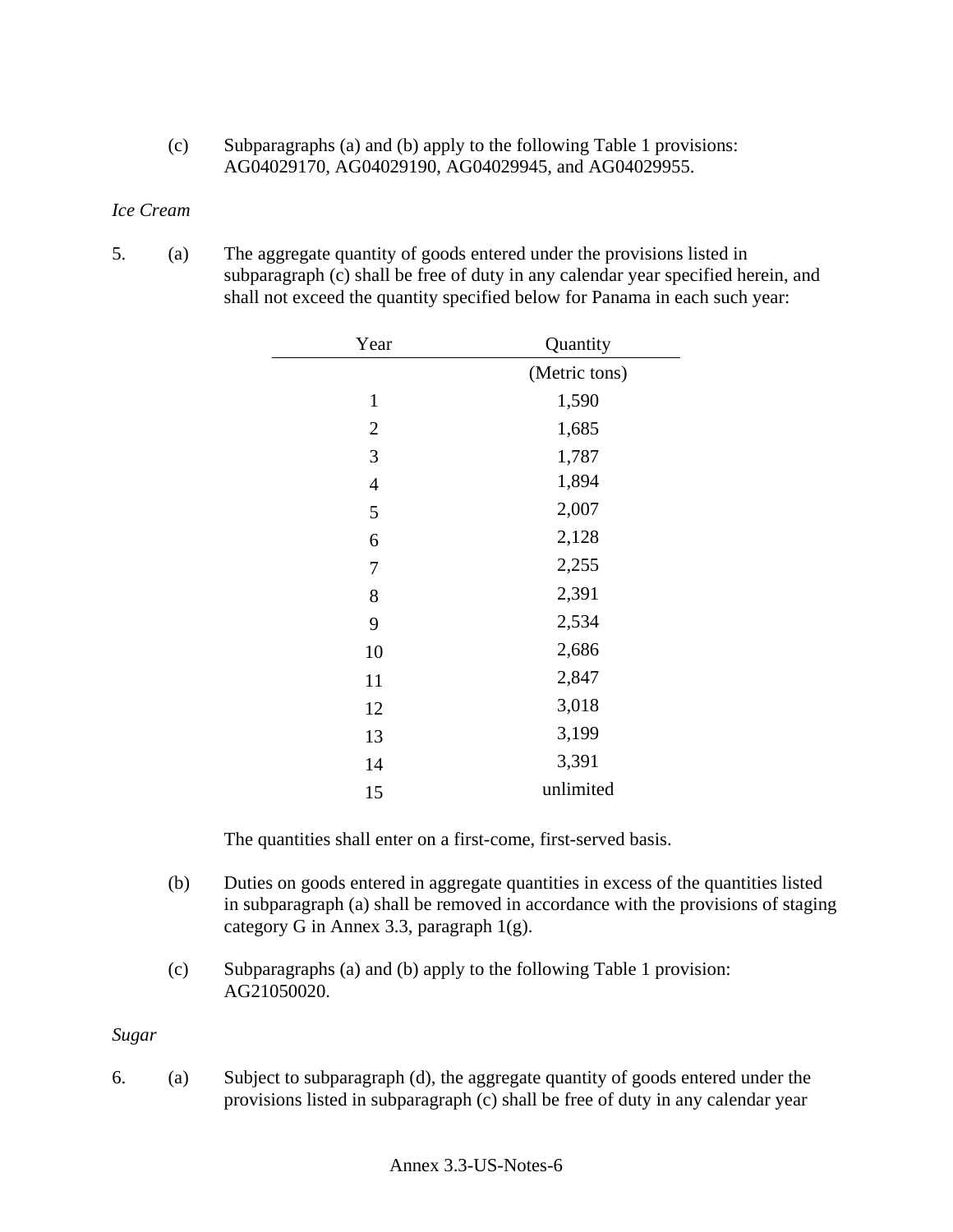(c) Subparagraphs (a) and (b) apply to the following Table 1 provisions: AG04029170, AG04029190, AG04029945, and AG04029955.

*Ice Cream*

5. (a) The aggregate quantity of goods entered under the provisions listed in subparagraph (c) shall be free of duty in any calendar year specified herein, and shall not exceed the quantity specified below for Panama in each such year:

| Year | Quantity |
|---|---|
| | (Metric tons) |
| 1 | 1,590 |
| 2 | 1,685 |
| 3 | 1,787 |
| 4 | 1,894 |
| 5 | 2,007 |
| 6 | 2,128 |
| 7 | 2,255 |
| 8 | 2,391 |
| 9 | 2,534 |
| 10 | 2,686 |
| 11 | 2,847 |
| 12 | 3,018 |
| 13 | 3,199 |
| 14 | 3,391 |
| 15 | unlimited |

The quantities shall enter on a first-come, first-served basis.

(b) Duties on goods entered in aggregate quantities in excess of the quantities listed in subparagraph (a) shall be removed in accordance with the provisions of staging category G in Annex 3.3, paragraph 1(g).

(c) Subparagraphs (a) and (b) apply to the following Table 1 provision: AG21050020.

*Sugar*

6. (a) Subject to subparagraph (d), the aggregate quantity of goods entered under the provisions listed in subparagraph (c) shall be free of duty in any calendar year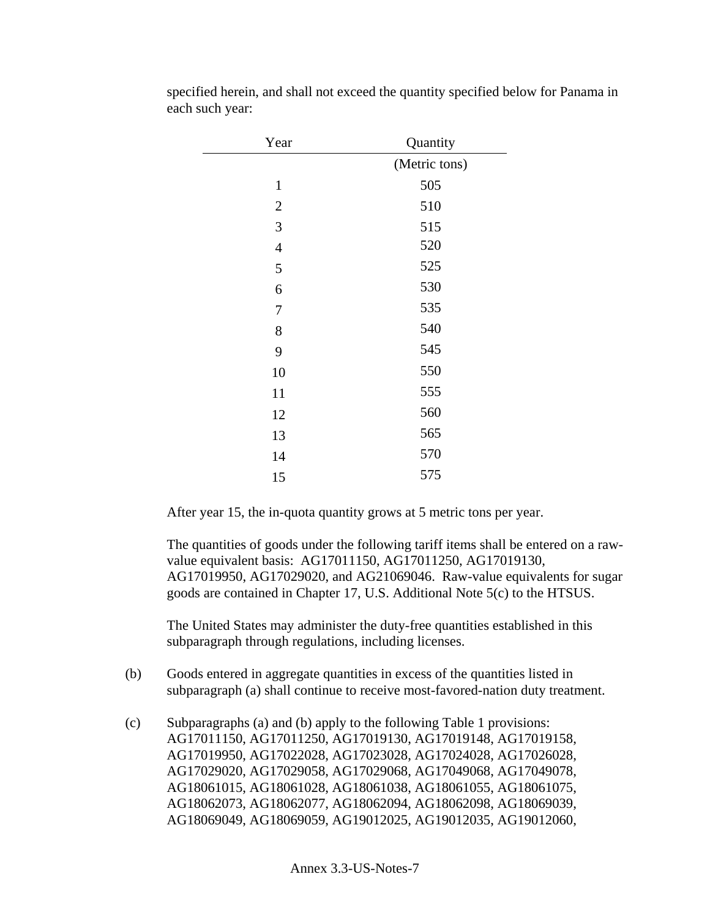specified herein, and shall not exceed the quantity specified below for Panama in each such year:

| Year | Quantity |
|---|---|
| | (Metric tons) |
| 1 | 505 |
| 2 | 510 |
| 3 | 515 |
| 4 | 520 |
| 5 | 525 |
| 6 | 530 |
| 7 | 535 |
| 8 | 540 |
| 9 | 545 |
| 10 | 550 |
| 11 | 555 |
| 12 | 560 |
| 13 | 565 |
| 14 | 570 |
| 15 | 575 |

After year 15, the in-quota quantity grows at 5 metric tons per year.

The quantities of goods under the following tariff items shall be entered on a raw-value equivalent basis: AG17011150, AG17011250, AG17019130, AG17019950, AG17029020, and AG21069046. Raw-value equivalents for sugar goods are contained in Chapter 17, U.S. Additional Note 5(c) to the HTSUS.

The United States may administer the duty-free quantities established in this subparagraph through regulations, including licenses.

(b) Goods entered in aggregate quantities in excess of the quantities listed in subparagraph (a) shall continue to receive most-favored-nation duty treatment.

(c) Subparagraphs (a) and (b) apply to the following Table 1 provisions: AG17011150, AG17011250, AG17019130, AG17019148, AG17019158, AG17019950, AG17022028, AG17023028, AG17024028, AG17026028, AG17029020, AG17029058, AG17029068, AG17049068, AG17049078, AG18061015, AG18061028, AG18061038, AG18061055, AG18061075, AG18062073, AG18062077, AG18062094, AG18062098, AG18069039, AG18069049, AG18069059, AG19012025, AG19012035, AG19012060,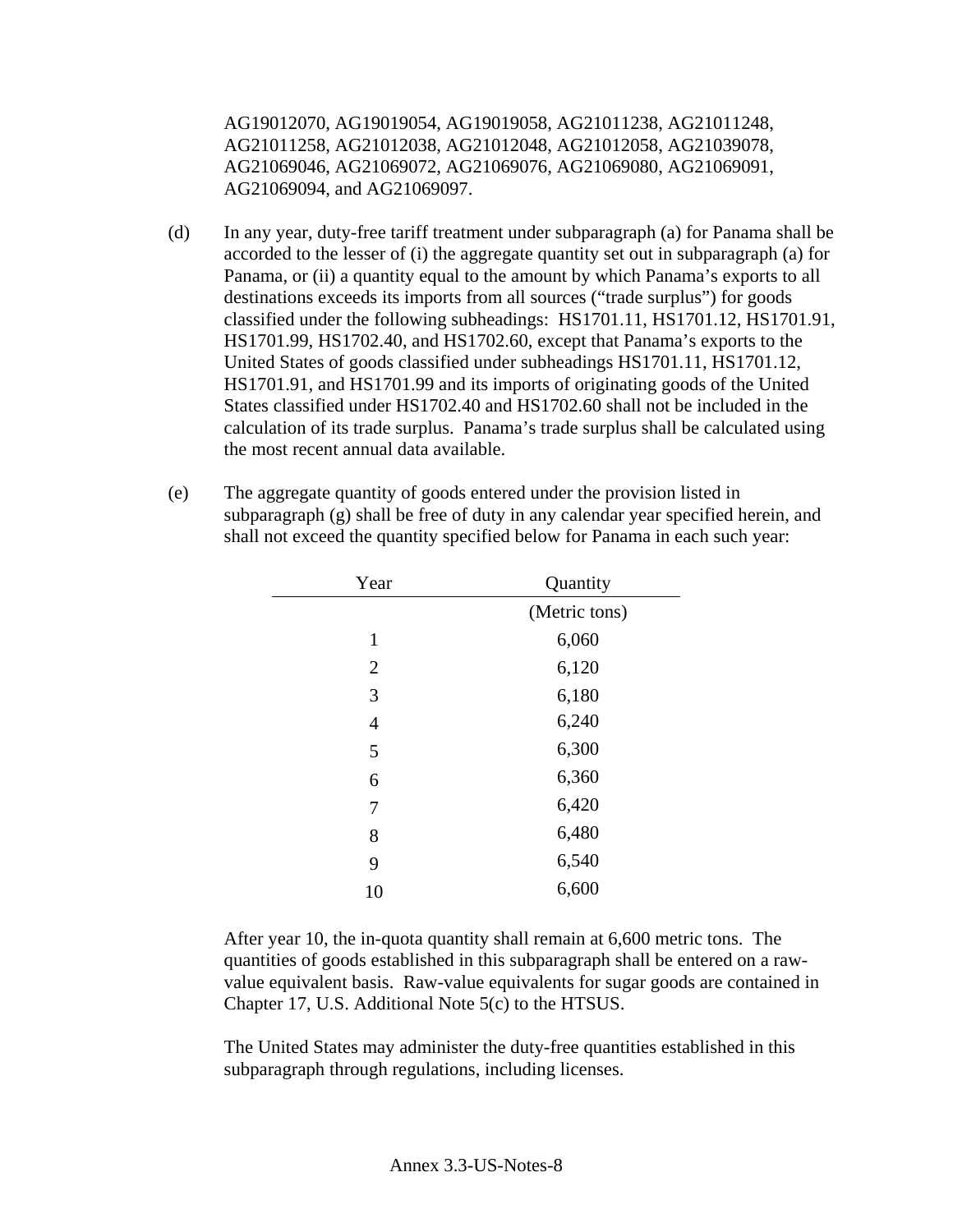AG19012070, AG19019054, AG19019058, AG21011238, AG21011248, AG21011258, AG21012038, AG21012048, AG21012058, AG21039078, AG21069046, AG21069072, AG21069076, AG21069080, AG21069091, AG21069094, and AG21069097.

(d) In any year, duty-free tariff treatment under subparagraph (a) for Panama shall be accorded to the lesser of (i) the aggregate quantity set out in subparagraph (a) for Panama, or (ii) a quantity equal to the amount by which Panama's exports to all destinations exceeds its imports from all sources ("trade surplus") for goods classified under the following subheadings: HS1701.11, HS1701.12, HS1701.91, HS1701.99, HS1702.40, and HS1702.60, except that Panama's exports to the United States of goods classified under subheadings HS1701.11, HS1701.12, HS1701.91, and HS1701.99 and its imports of originating goods of the United States classified under HS1702.40 and HS1702.60 shall not be included in the calculation of its trade surplus. Panama's trade surplus shall be calculated using the most recent annual data available.

(e) The aggregate quantity of goods entered under the provision listed in subparagraph (g) shall be free of duty in any calendar year specified herein, and shall not exceed the quantity specified below for Panama in each such year:

| Year | Quantity |
|---|---|
| | (Metric tons) |
| 1 | 6,060 |
| 2 | 6,120 |
| 3 | 6,180 |
| 4 | 6,240 |
| 5 | 6,300 |
| 6 | 6,360 |
| 7 | 6,420 |
| 8 | 6,480 |
| 9 | 6,540 |
| 10 | 6,600 |

After year 10, the in-quota quantity shall remain at 6,600 metric tons. The quantities of goods established in this subparagraph shall be entered on a raw-value equivalent basis. Raw-value equivalents for sugar goods are contained in Chapter 17, U.S. Additional Note 5(c) to the HTSUS.

The United States may administer the duty-free quantities established in this subparagraph through regulations, including licenses.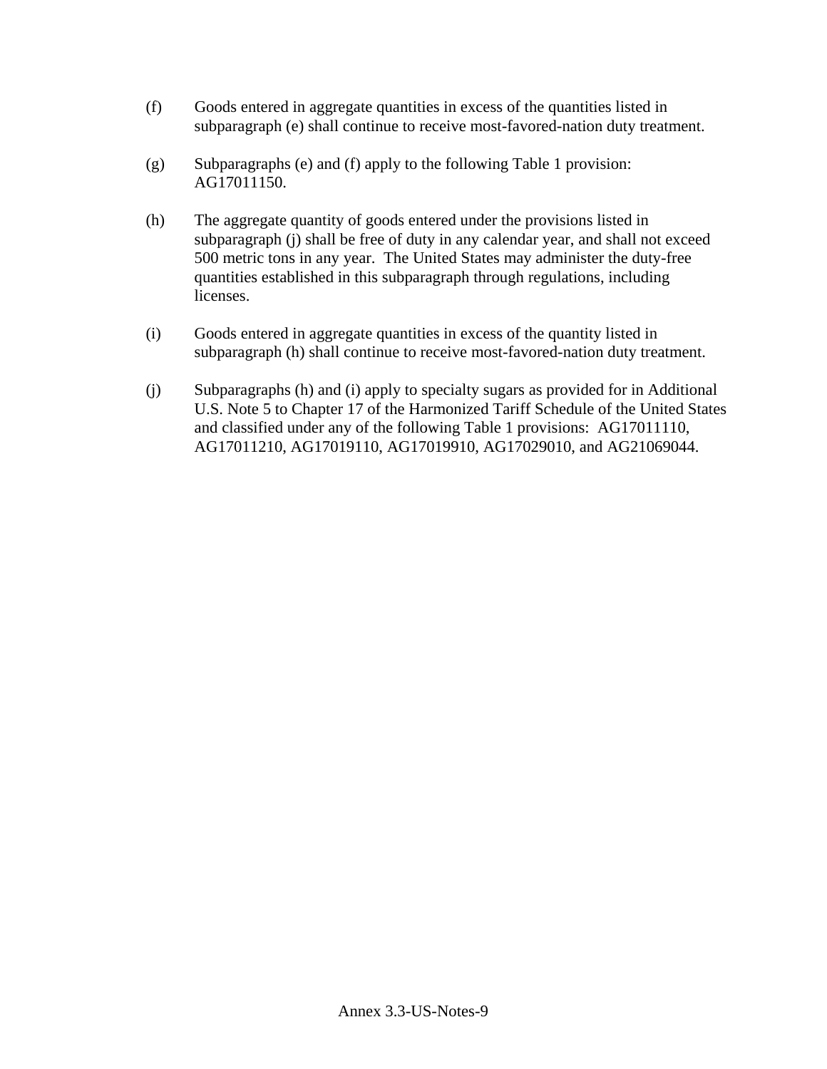(f) Goods entered in aggregate quantities in excess of the quantities listed in subparagraph (e) shall continue to receive most-favored-nation duty treatment.

(g) Subparagraphs (e) and (f) apply to the following Table 1 provision: AG17011150.

(h) The aggregate quantity of goods entered under the provisions listed in subparagraph (j) shall be free of duty in any calendar year, and shall not exceed 500 metric tons in any year. The United States may administer the duty-free quantities established in this subparagraph through regulations, including licenses.

(i) Goods entered in aggregate quantities in excess of the quantity listed in subparagraph (h) shall continue to receive most-favored-nation duty treatment.

(j) Subparagraphs (h) and (i) apply to specialty sugars as provided for in Additional U.S. Note 5 to Chapter 17 of the Harmonized Tariff Schedule of the United States and classified under any of the following Table 1 provisions: AG17011110, AG17011210, AG17019110, AG17019910, AG17029010, and AG21069044.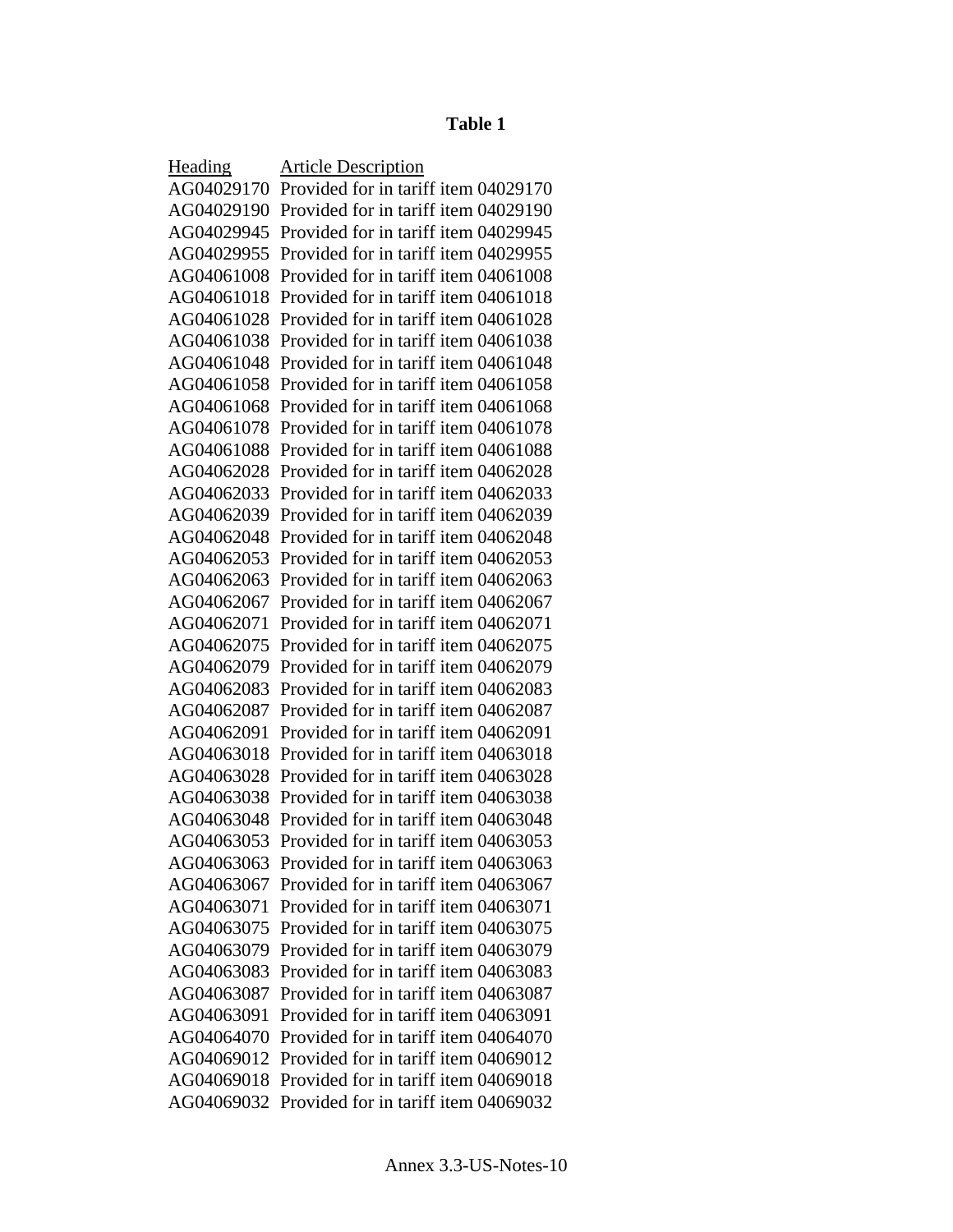**Table 1**

| Heading | Article Description |
|---|---|
| AG04029170 | Provided for in tariff item 04029170 |
| AG04029190 | Provided for in tariff item 04029190 |
| AG04029945 | Provided for in tariff item 04029945 |
| AG04029955 | Provided for in tariff item 04029955 |
| AG04061008 | Provided for in tariff item 04061008 |
| AG04061018 | Provided for in tariff item 04061018 |
| AG04061028 | Provided for in tariff item 04061028 |
| AG04061038 | Provided for in tariff item 04061038 |
| AG04061048 | Provided for in tariff item 04061048 |
| AG04061058 | Provided for in tariff item 04061058 |
| AG04061068 | Provided for in tariff item 04061068 |
| AG04061078 | Provided for in tariff item 04061078 |
| AG04061088 | Provided for in tariff item 04061088 |
| AG04062028 | Provided for in tariff item 04062028 |
| AG04062033 | Provided for in tariff item 04062033 |
| AG04062039 | Provided for in tariff item 04062039 |
| AG04062048 | Provided for in tariff item 04062048 |
| AG04062053 | Provided for in tariff item 04062053 |
| AG04062063 | Provided for in tariff item 04062063 |
| AG04062067 | Provided for in tariff item 04062067 |
| AG04062071 | Provided for in tariff item 04062071 |
| AG04062075 | Provided for in tariff item 04062075 |
| AG04062079 | Provided for in tariff item 04062079 |
| AG04062083 | Provided for in tariff item 04062083 |
| AG04062087 | Provided for in tariff item 04062087 |
| AG04062091 | Provided for in tariff item 04062091 |
| AG04063018 | Provided for in tariff item 04063018 |
| AG04063028 | Provided for in tariff item 04063028 |
| AG04063038 | Provided for in tariff item 04063038 |
| AG04063048 | Provided for in tariff item 04063048 |
| AG04063053 | Provided for in tariff item 04063053 |
| AG04063063 | Provided for in tariff item 04063063 |
| AG04063067 | Provided for in tariff item 04063067 |
| AG04063071 | Provided for in tariff item 04063071 |
| AG04063075 | Provided for in tariff item 04063075 |
| AG04063079 | Provided for in tariff item 04063079 |
| AG04063083 | Provided for in tariff item 04063083 |
| AG04063087 | Provided for in tariff item 04063087 |
| AG04063091 | Provided for in tariff item 04063091 |
| AG04064070 | Provided for in tariff item 04064070 |
| AG04069012 | Provided for in tariff item 04069012 |
| AG04069018 | Provided for in tariff item 04069018 |
| AG04069032 | Provided for in tariff item 04069032 |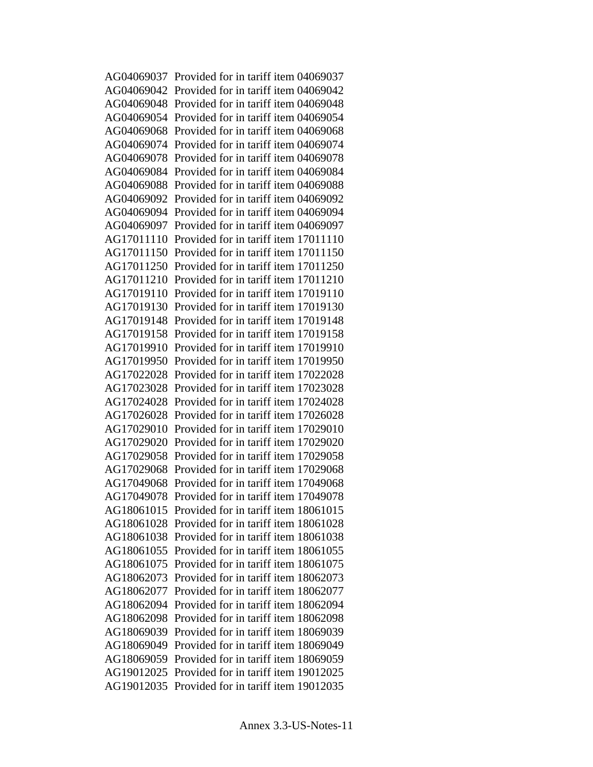AG04069037 Provided for in tariff item 04069037
AG04069042 Provided for in tariff item 04069042
AG04069048 Provided for in tariff item 04069048
AG04069054 Provided for in tariff item 04069054
AG04069068 Provided for in tariff item 04069068
AG04069074 Provided for in tariff item 04069074
AG04069078 Provided for in tariff item 04069078
AG04069084 Provided for in tariff item 04069084
AG04069088 Provided for in tariff item 04069088
AG04069092 Provided for in tariff item 04069092
AG04069094 Provided for in tariff item 04069094
AG04069097 Provided for in tariff item 04069097
AG17011110 Provided for in tariff item 17011110
AG17011150 Provided for in tariff item 17011150
AG17011250 Provided for in tariff item 17011250
AG17011210 Provided for in tariff item 17011210
AG17019110 Provided for in tariff item 17019110
AG17019130 Provided for in tariff item 17019130
AG17019148 Provided for in tariff item 17019148
AG17019158 Provided for in tariff item 17019158
AG17019910 Provided for in tariff item 17019910
AG17019950 Provided for in tariff item 17019950
AG17022028 Provided for in tariff item 17022028
AG17023028 Provided for in tariff item 17023028
AG17024028 Provided for in tariff item 17024028
AG17026028 Provided for in tariff item 17026028
AG17029010 Provided for in tariff item 17029010
AG17029020 Provided for in tariff item 17029020
AG17029058 Provided for in tariff item 17029058
AG17029068 Provided for in tariff item 17029068
AG17049068 Provided for in tariff item 17049068
AG17049078 Provided for in tariff item 17049078
AG18061015 Provided for in tariff item 18061015
AG18061028 Provided for in tariff item 18061028
AG18061038 Provided for in tariff item 18061038
AG18061055 Provided for in tariff item 18061055
AG18061075 Provided for in tariff item 18061075
AG18062073 Provided for in tariff item 18062073
AG18062077 Provided for in tariff item 18062077
AG18062094 Provided for in tariff item 18062094
AG18062098 Provided for in tariff item 18062098
AG18069039 Provided for in tariff item 18069039
AG18069049 Provided for in tariff item 18069049
AG18069059 Provided for in tariff item 18069059
AG19012025 Provided for in tariff item 19012025
AG19012035 Provided for in tariff item 19012035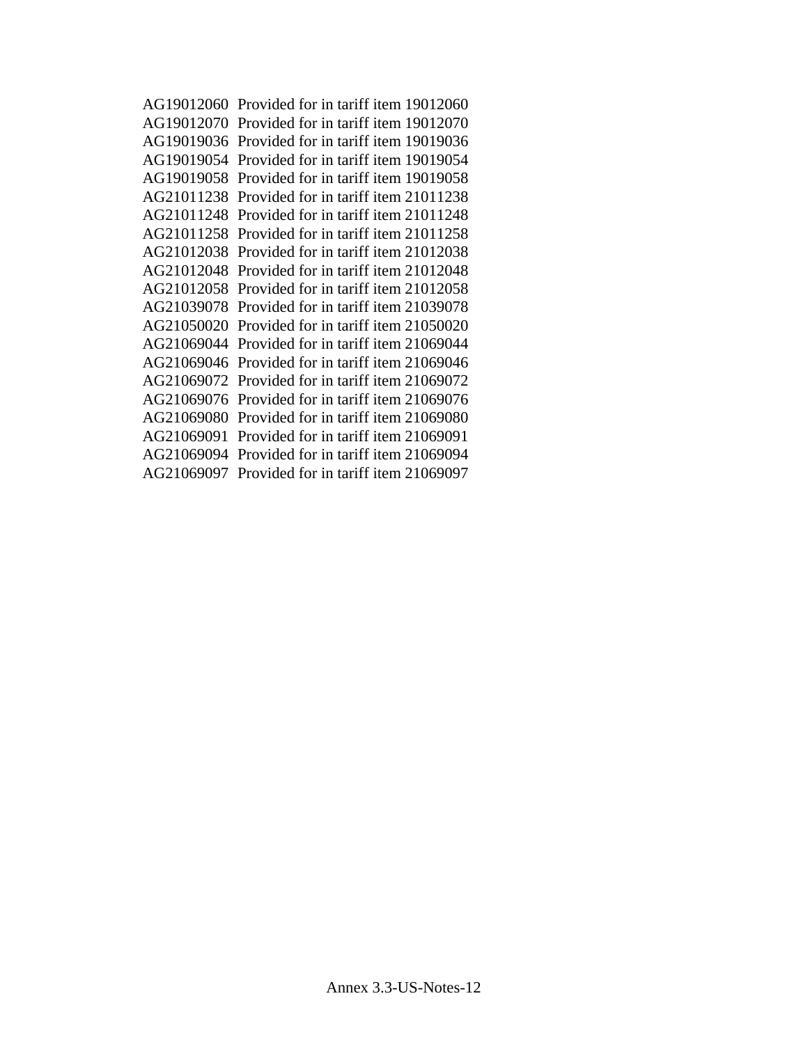| | |
|---|---|
| AG19012060 | Provided for in tariff item 19012060 |
| AG19012070 | Provided for in tariff item 19012070 |
| AG19019036 | Provided for in tariff item 19019036 |
| AG19019054 | Provided for in tariff item 19019054 |
| AG19019058 | Provided for in tariff item 19019058 |
| AG21011238 | Provided for in tariff item 21011238 |
| AG21011248 | Provided for in tariff item 21011248 |
| AG21011258 | Provided for in tariff item 21011258 |
| AG21012038 | Provided for in tariff item 21012038 |
| AG21012048 | Provided for in tariff item 21012048 |
| AG21012058 | Provided for in tariff item 21012058 |
| AG21039078 | Provided for in tariff item 21039078 |
| AG21050020 | Provided for in tariff item 21050020 |
| AG21069044 | Provided for in tariff item 21069044 |
| AG21069046 | Provided for in tariff item 21069046 |
| AG21069072 | Provided for in tariff item 21069072 |
| AG21069076 | Provided for in tariff item 21069076 |
| AG21069080 | Provided for in tariff item 21069080 |
| AG21069091 | Provided for in tariff item 21069091 |
| AG21069094 | Provided for in tariff item 21069094 |
| AG21069097 | Provided for in tariff item 21069097 |